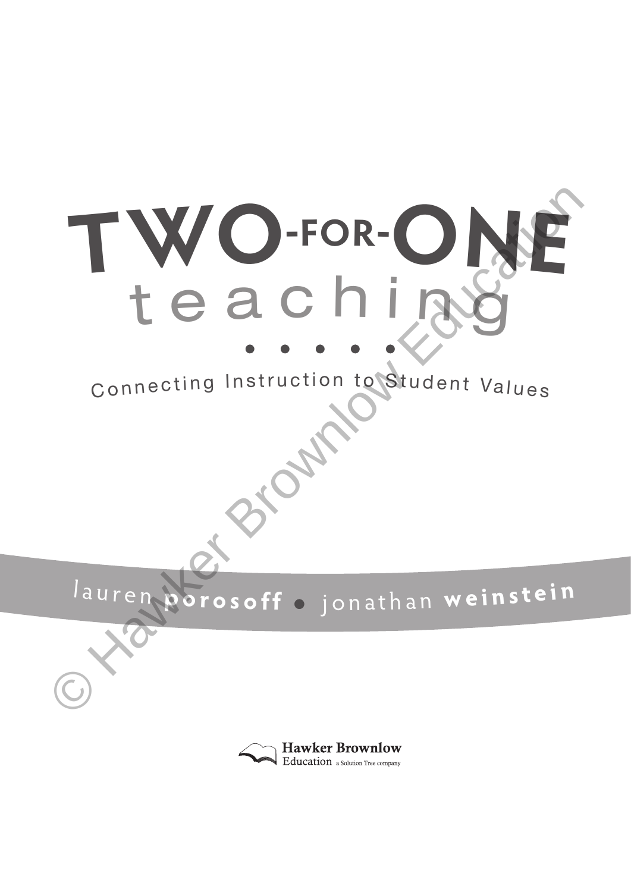# TWO-FOR-ONE teaching

## Connecting Instruction to Student Values

lauren **porosoff** • jonathan **weinstein**

Hawker Brownlow Education a Solution Tree company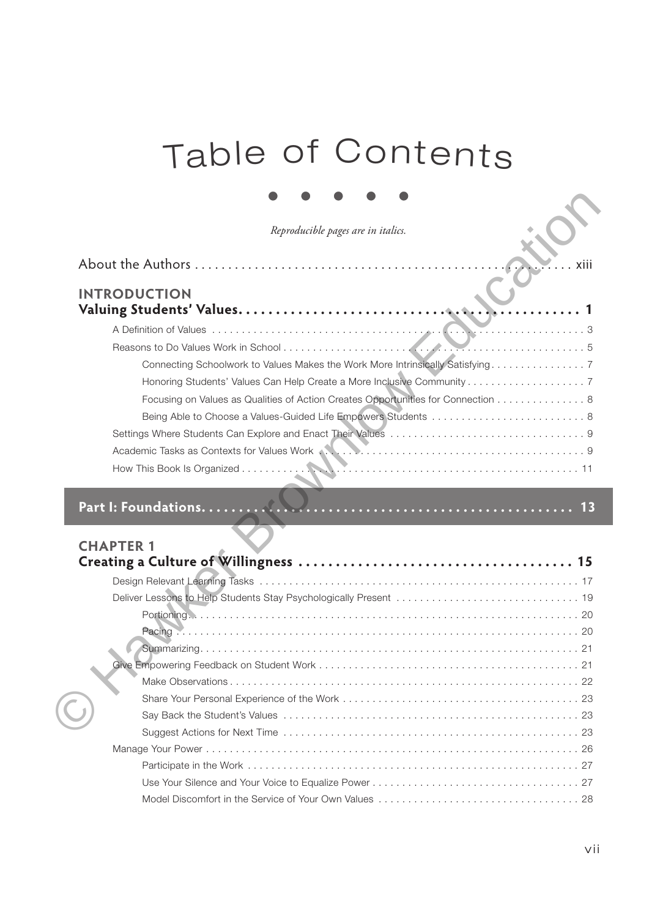# Table of Contents

*Reproducible pages are in italics.*

About the Authors . . . . . . . . . . . . . . . . . . . . . . . . . . . . . . . . . . . . . . . . . . . . . . . . . . . . . . . . . . xiii

## INTRODUCTION
## Valuing Students' Values. . . . . . . . . . . . . . . . . . . . . . . . . . . . . . . . . . . . . . . . . . . . . . . . 1

A Definition of Values . . . . . . . . . . . . . . . . . . . . . . . . . . . . . . . . . . . . . . . . . . . . . . . . . . . . . . . . . . 3

Reasons to Do Values Work in School . . . . . . . . . . . . . . . . . . . . . . . . . . . . . . . . . . . . . . . . . . . . . . . . 5

- Connecting Schoolwork to Values Makes the Work More Intrinsically Satisfying . . . . . . . . . . . . . . . . 7
- Honoring Students' Values Can Help Create a More Inclusive Community . . . . . . . . . . . . . . . . . . . . 7
- Focusing on Values as Qualities of Action Creates Opportunities for Connection . . . . . . . . . . . . . . . 8
- Being Able to Choose a Values-Guided Life Empowers Students . . . . . . . . . . . . . . . . . . . . . . . . . . 8

Settings Where Students Can Explore and Enact Their Values . . . . . . . . . . . . . . . . . . . . . . . . . . . . . . . . 9

Academic Tasks as Contexts for Values Work . . . . . . . . . . . . . . . . . . . . . . . . . . . . . . . . . . . . . . . . . . . 9

How This Book Is Organized . . . . . . . . . . . . . . . . . . . . . . . . . . . . . . . . . . . . . . . . . . . . . . . . . . . . . 11

## Part I: Foundations. . . . . . . . . . . . . . . . . . . . . . . . . . . . . . . . . . . . . . . . . . . . . . . . . . 13

## CHAPTER 1
## Creating a Culture of Willingness . . . . . . . . . . . . . . . . . . . . . . . . . . . . . . . . . . . . . 15

Design Relevant Learning Tasks . . . . . . . . . . . . . . . . . . . . . . . . . . . . . . . . . . . . . . . . . . . . . . . . . . . 17

Deliver Lessons to Help Students Stay Psychologically Present . . . . . . . . . . . . . . . . . . . . . . . . . . . . . . 19

- Portioning . . . . . . . . . . . . . . . . . . . . . . . . . . . . . . . . . . . . . . . . . . . . . . . . . . . . . . . . . . . . . . . 20
- Pacing . . . . . . . . . . . . . . . . . . . . . . . . . . . . . . . . . . . . . . . . . . . . . . . . . . . . . . . . . . . . . . . . . 20
- Summarizing. . . . . . . . . . . . . . . . . . . . . . . . . . . . . . . . . . . . . . . . . . . . . . . . . . . . . . . . . . . . . 21

Give Empowering Feedback on Student Work . . . . . . . . . . . . . . . . . . . . . . . . . . . . . . . . . . . . . . . . . . 21

- Make Observations . . . . . . . . . . . . . . . . . . . . . . . . . . . . . . . . . . . . . . . . . . . . . . . . . . . . . . . . 22
- Share Your Personal Experience of the Work . . . . . . . . . . . . . . . . . . . . . . . . . . . . . . . . . . . . . . . 23
- Say Back the Student's Values . . . . . . . . . . . . . . . . . . . . . . . . . . . . . . . . . . . . . . . . . . . . . . . . 23
- Suggest Actions for Next Time . . . . . . . . . . . . . . . . . . . . . . . . . . . . . . . . . . . . . . . . . . . . . . . . 23

Manage Your Power . . . . . . . . . . . . . . . . . . . . . . . . . . . . . . . . . . . . . . . . . . . . . . . . . . . . . . . . . . . . 26

- Participate in the Work . . . . . . . . . . . . . . . . . . . . . . . . . . . . . . . . . . . . . . . . . . . . . . . . . . . . . . 27
- Use Your Silence and Your Voice to Equalize Power . . . . . . . . . . . . . . . . . . . . . . . . . . . . . . . . . . 27
- Model Discomfort in the Service of Your Own Values . . . . . . . . . . . . . . . . . . . . . . . . . . . . . . . . . 28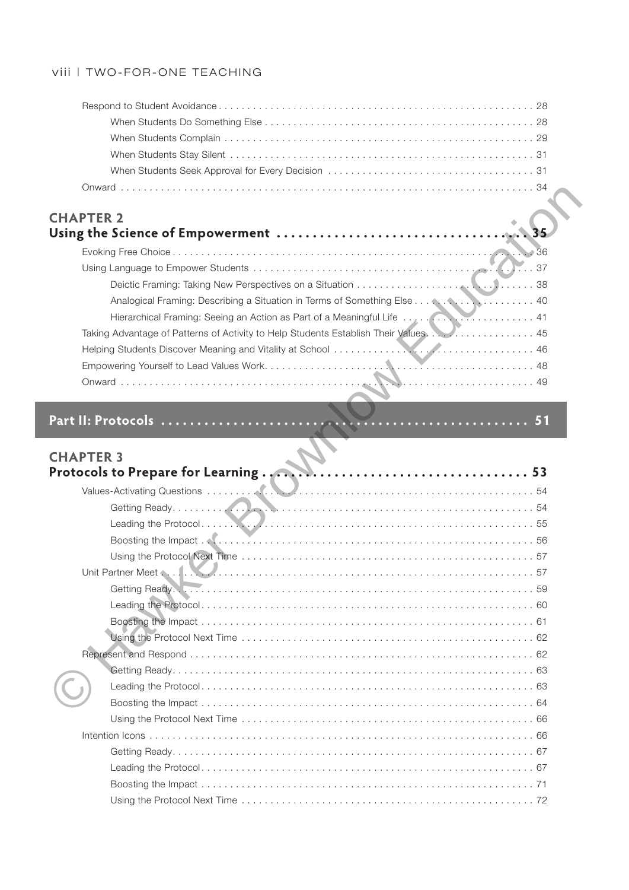Respond to Student Avoidance . . . . . 28
- When Students Do Something Else . . . . . 28
- When Students Complain . . . . . 29
- When Students Stay Silent . . . . . 31
- When Students Seek Approval for Every Decision . . . . . 31

Onward . . . . . 34

## CHAPTER 2
## Using the Science of Empowerment . . . . . 35

Evoking Free Choice . . . . . 36

Using Language to Empower Students . . . . . 37
- Deictic Framing: Taking New Perspectives on a Situation . . . . . 38
- Analogical Framing: Describing a Situation in Terms of Something Else . . . . . 40
- Hierarchical Framing: Seeing an Action as Part of a Meaningful Life . . . . . 41

Taking Advantage of Patterns of Activity to Help Students Establish Their Values . . . . . 45

Helping Students Discover Meaning and Vitality at School . . . . . 46

Empowering Yourself to Lead Values Work . . . . . 48

Onward . . . . . 49

# Part II: Protocols . . . . . 51

## CHAPTER 3
## Protocols to Prepare for Learning . . . . . 53

Values-Activating Questions . . . . . 54
- Getting Ready . . . . . 54
- Leading the Protocol . . . . . 55
- Boosting the Impact . . . . . 56
- Using the Protocol Next Time . . . . . 57

Unit Partner Meet . . . . . 57
- Getting Ready . . . . . 59
- Leading the Protocol . . . . . 60
- Boosting the Impact . . . . . 61
- Using the Protocol Next Time . . . . . 62

Represent and Respond . . . . . 62
- Getting Ready . . . . . 63
- Leading the Protocol . . . . . 63
- Boosting the Impact . . . . . 64
- Using the Protocol Next Time . . . . . 66

Intention Icons . . . . . 66
- Getting Ready . . . . . 67
- Leading the Protocol . . . . . 67
- Boosting the Impact . . . . . 71
- Using the Protocol Next Time . . . . . 72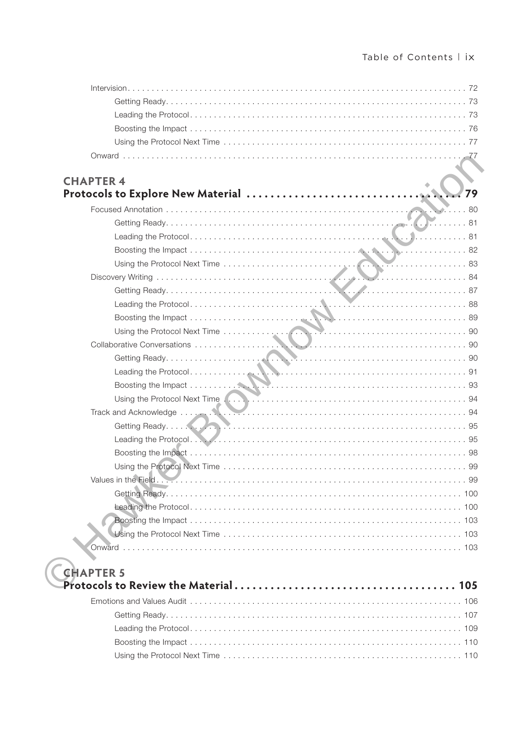Intervision . . . . . . . . . . 72
- Getting Ready . . . . . . . . . . 73
- Leading the Protocol . . . . . . . . . . 73
- Boosting the Impact . . . . . . . . . . 76
- Using the Protocol Next Time . . . . . . . . . . 77

Onward . . . . . . . . . . 77

## CHAPTER 4
## Protocols to Explore New Material . . . . . . . . . . 79

Focused Annotation . . . . . . . . . . 80
- Getting Ready . . . . . . . . . . 81
- Leading the Protocol . . . . . . . . . . 81
- Boosting the Impact . . . . . . . . . . 82
- Using the Protocol Next Time . . . . . . . . . . 83

Discovery Writing . . . . . . . . . . 84
- Getting Ready . . . . . . . . . . 87
- Leading the Protocol . . . . . . . . . . 88
- Boosting the Impact . . . . . . . . . . 89
- Using the Protocol Next Time . . . . . . . . . . 90

Collaborative Conversations . . . . . . . . . . 90
- Getting Ready . . . . . . . . . . 90
- Leading the Protocol . . . . . . . . . . 91
- Boosting the Impact . . . . . . . . . . 93
- Using the Protocol Next Time . . . . . . . . . . 94

Track and Acknowledge . . . . . . . . . . 94
- Getting Ready . . . . . . . . . . 95
- Leading the Protocol . . . . . . . . . . 95
- Boosting the Impact . . . . . . . . . . 98
- Using the Protocol Next Time . . . . . . . . . . 99

Values in the Field . . . . . . . . . . 99
- Getting Ready . . . . . . . . . . 100
- Leading the Protocol . . . . . . . . . . 100
- Boosting the Impact . . . . . . . . . . 103
- Using the Protocol Next Time . . . . . . . . . . 103

Onward . . . . . . . . . . 103

## CHAPTER 5
## Protocols to Review the Material . . . . . . . . . . 105

Emotions and Values Audit . . . . . . . . . . 106
- Getting Ready . . . . . . . . . . 107
- Leading the Protocol . . . . . . . . . . 109
- Boosting the Impact . . . . . . . . . . 110
- Using the Protocol Next Time . . . . . . . . . . 110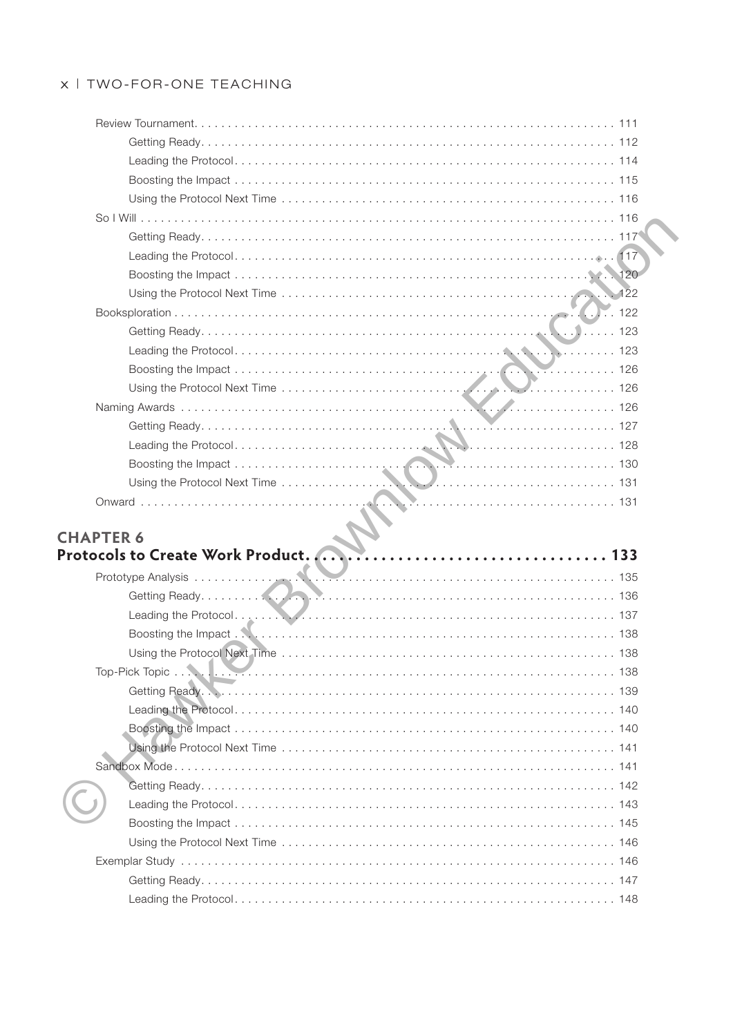- Review Tournament . . . 111
  - Getting Ready . . . 112
  - Leading the Protocol . . . 114
  - Boosting the Impact . . . 115
  - Using the Protocol Next Time . . . 116
- So I Will . . . 116
  - Getting Ready . . . 117
  - Leading the Protocol . . . 117
  - Boosting the Impact . . . 120
  - Using the Protocol Next Time . . . 122
- Booksploration . . . 122
  - Getting Ready . . . 123
  - Leading the Protocol . . . 123
  - Boosting the Impact . . . 126
  - Using the Protocol Next Time . . . 126
- Naming Awards . . . 126
  - Getting Ready . . . 127
  - Leading the Protocol . . . 128
  - Boosting the Impact . . . 130
  - Using the Protocol Next Time . . . 131
- Onward . . . 131

## CHAPTER 6
## Protocols to Create Work Product . . . 133

- Prototype Analysis . . . 135
  - Getting Ready . . . 136
  - Leading the Protocol . . . 137
  - Boosting the Impact . . . 138
  - Using the Protocol Next Time . . . 138
- Top-Pick Topic . . . 138
  - Getting Ready . . . 139
  - Leading the Protocol . . . 140
  - Boosting the Impact . . . 140
  - Using the Protocol Next Time . . . 141
- Sandbox Mode . . . 141
  - Getting Ready . . . 142
  - Leading the Protocol . . . 143
  - Boosting the Impact . . . 145
  - Using the Protocol Next Time . . . 146
- Exemplar Study . . . 146
  - Getting Ready . . . 147
  - Leading the Protocol . . . 148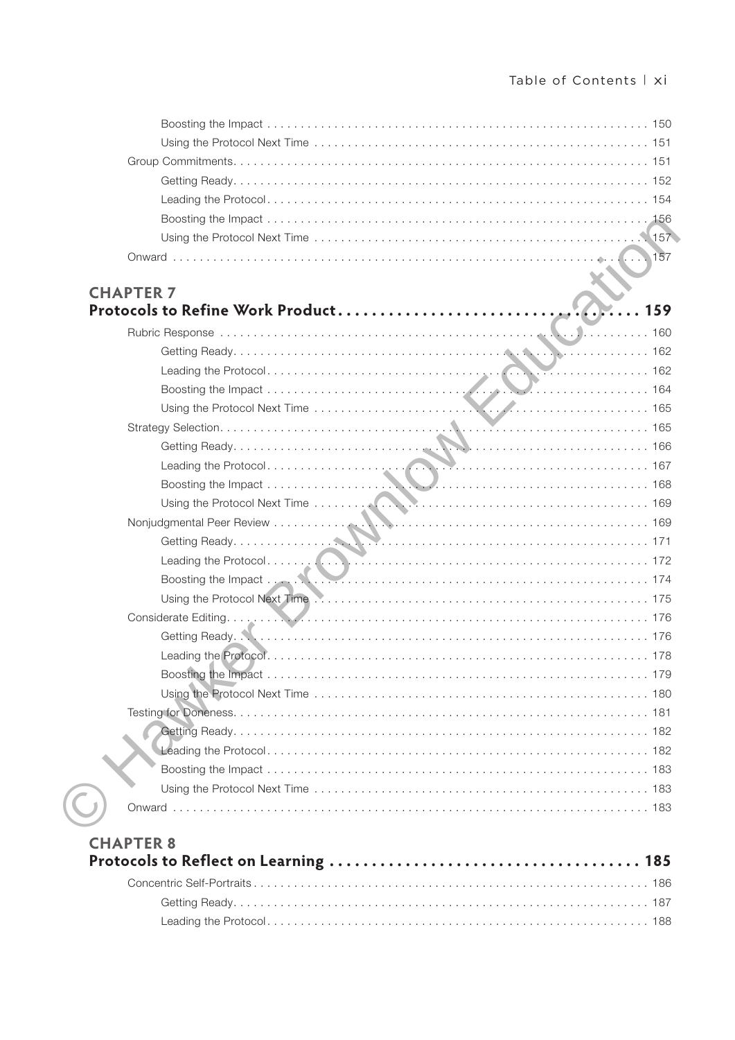Boosting the Impact . . . . . . . . . . . . . . . . . . . . . . . . . . . . . . . . . . . . . . . . . . . . . . . . . . . . . . . . 150
Using the Protocol Next Time . . . . . . . . . . . . . . . . . . . . . . . . . . . . . . . . . . . . . . . . . . . . . . . . . 151
Group Commitments . . . . . . . . . . . . . . . . . . . . . . . . . . . . . . . . . . . . . . . . . . . . . . . . . . . . . . . . . . 151
Getting Ready . . . . . . . . . . . . . . . . . . . . . . . . . . . . . . . . . . . . . . . . . . . . . . . . . . . . . . . . . . . . . . 152
Leading the Protocol . . . . . . . . . . . . . . . . . . . . . . . . . . . . . . . . . . . . . . . . . . . . . . . . . . . . . . . . . 154
Boosting the Impact . . . . . . . . . . . . . . . . . . . . . . . . . . . . . . . . . . . . . . . . . . . . . . . . . . . . . . . . 156
Using the Protocol Next Time . . . . . . . . . . . . . . . . . . . . . . . . . . . . . . . . . . . . . . . . . . . . . . . . . 157
Onward . . . . . . . . . . . . . . . . . . . . . . . . . . . . . . . . . . . . . . . . . . . . . . . . . . . . . . . . . . . . . . . . . . 157

## CHAPTER 7
## Protocols to Refine Work Product . . . . . . . . . . . . . . . . . . . . . . . . . . . . . . . . . . . 159

Rubric Response . . . . . . . . . . . . . . . . . . . . . . . . . . . . . . . . . . . . . . . . . . . . . . . . . . . . . . . . . . . . 160
Getting Ready . . . . . . . . . . . . . . . . . . . . . . . . . . . . . . . . . . . . . . . . . . . . . . . . . . . . . . . . . . . . . . 162
Leading the Protocol . . . . . . . . . . . . . . . . . . . . . . . . . . . . . . . . . . . . . . . . . . . . . . . . . . . . . . . . . 162
Boosting the Impact . . . . . . . . . . . . . . . . . . . . . . . . . . . . . . . . . . . . . . . . . . . . . . . . . . . . . . . . 164
Using the Protocol Next Time . . . . . . . . . . . . . . . . . . . . . . . . . . . . . . . . . . . . . . . . . . . . . . . . . 165
Strategy Selection . . . . . . . . . . . . . . . . . . . . . . . . . . . . . . . . . . . . . . . . . . . . . . . . . . . . . . . . . . . 165
Getting Ready . . . . . . . . . . . . . . . . . . . . . . . . . . . . . . . . . . . . . . . . . . . . . . . . . . . . . . . . . . . . . . 166
Leading the Protocol . . . . . . . . . . . . . . . . . . . . . . . . . . . . . . . . . . . . . . . . . . . . . . . . . . . . . . . . . 167
Boosting the Impact . . . . . . . . . . . . . . . . . . . . . . . . . . . . . . . . . . . . . . . . . . . . . . . . . . . . . . . . 168
Using the Protocol Next Time . . . . . . . . . . . . . . . . . . . . . . . . . . . . . . . . . . . . . . . . . . . . . . . . . 169
Nonjudgmental Peer Review . . . . . . . . . . . . . . . . . . . . . . . . . . . . . . . . . . . . . . . . . . . . . . . . . . . 169
Getting Ready . . . . . . . . . . . . . . . . . . . . . . . . . . . . . . . . . . . . . . . . . . . . . . . . . . . . . . . . . . . . . . 171
Leading the Protocol . . . . . . . . . . . . . . . . . . . . . . . . . . . . . . . . . . . . . . . . . . . . . . . . . . . . . . . . . 172
Boosting the Impact . . . . . . . . . . . . . . . . . . . . . . . . . . . . . . . . . . . . . . . . . . . . . . . . . . . . . . . . 174
Using the Protocol Next Time . . . . . . . . . . . . . . . . . . . . . . . . . . . . . . . . . . . . . . . . . . . . . . . . . 175
Considerate Editing . . . . . . . . . . . . . . . . . . . . . . . . . . . . . . . . . . . . . . . . . . . . . . . . . . . . . . . . . . 176
Getting Ready . . . . . . . . . . . . . . . . . . . . . . . . . . . . . . . . . . . . . . . . . . . . . . . . . . . . . . . . . . . . . . 176
Leading the Protocol . . . . . . . . . . . . . . . . . . . . . . . . . . . . . . . . . . . . . . . . . . . . . . . . . . . . . . . . . 178
Boosting the Impact . . . . . . . . . . . . . . . . . . . . . . . . . . . . . . . . . . . . . . . . . . . . . . . . . . . . . . . . 179
Using the Protocol Next Time . . . . . . . . . . . . . . . . . . . . . . . . . . . . . . . . . . . . . . . . . . . . . . . . . 180
Testing for Doneness . . . . . . . . . . . . . . . . . . . . . . . . . . . . . . . . . . . . . . . . . . . . . . . . . . . . . . . . . 181
Getting Ready . . . . . . . . . . . . . . . . . . . . . . . . . . . . . . . . . . . . . . . . . . . . . . . . . . . . . . . . . . . . . . 182
Leading the Protocol . . . . . . . . . . . . . . . . . . . . . . . . . . . . . . . . . . . . . . . . . . . . . . . . . . . . . . . . . 182
Boosting the Impact . . . . . . . . . . . . . . . . . . . . . . . . . . . . . . . . . . . . . . . . . . . . . . . . . . . . . . . . 183
Using the Protocol Next Time . . . . . . . . . . . . . . . . . . . . . . . . . . . . . . . . . . . . . . . . . . . . . . . . . 183
Onward . . . . . . . . . . . . . . . . . . . . . . . . . . . . . . . . . . . . . . . . . . . . . . . . . . . . . . . . . . . . . . . . . . 183

## CHAPTER 8
## Protocols to Reflect on Learning . . . . . . . . . . . . . . . . . . . . . . . . . . . . . . . . . . . . 185

Concentric Self-Portraits . . . . . . . . . . . . . . . . . . . . . . . . . . . . . . . . . . . . . . . . . . . . . . . . . . . . . . 186
Getting Ready . . . . . . . . . . . . . . . . . . . . . . . . . . . . . . . . . . . . . . . . . . . . . . . . . . . . . . . . . . . . . . 187
Leading the Protocol . . . . . . . . . . . . . . . . . . . . . . . . . . . . . . . . . . . . . . . . . . . . . . . . . . . . . . . . . 188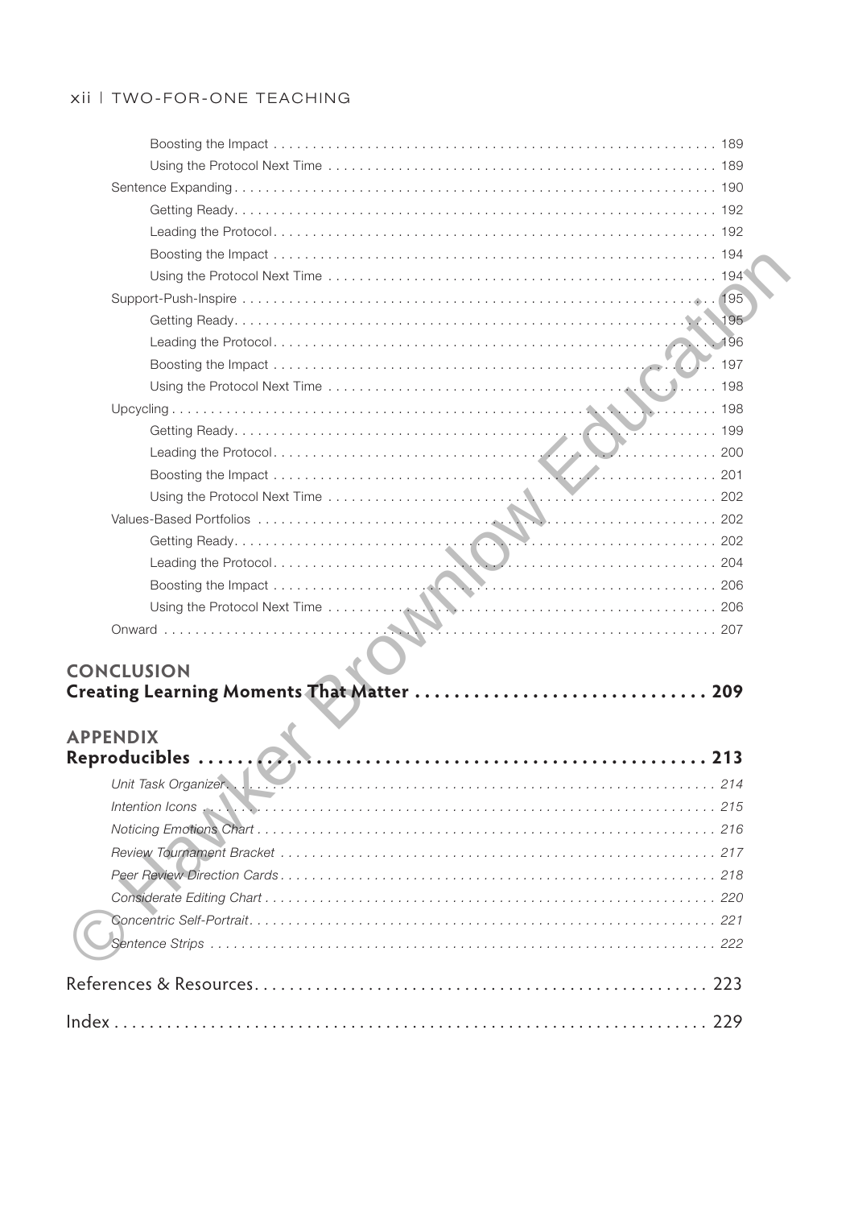- Boosting the Impact . . . . . . . . . . . . . . . . . . . . . . . . . . . . . . . . . . . . . . . . . . . . . . . . . . . . . . . . . 189
- Using the Protocol Next Time . . . . . . . . . . . . . . . . . . . . . . . . . . . . . . . . . . . . . . . . . . . . . . . . . . 189

Sentence Expanding . . . . . . . . . . . . . . . . . . . . . . . . . . . . . . . . . . . . . . . . . . . . . . . . . . . . . . . . . . . . . 190
- Getting Ready . . . . . . . . . . . . . . . . . . . . . . . . . . . . . . . . . . . . . . . . . . . . . . . . . . . . . . . . . . . . . . 192
- Leading the Protocol . . . . . . . . . . . . . . . . . . . . . . . . . . . . . . . . . . . . . . . . . . . . . . . . . . . . . . . . . 192
- Boosting the Impact . . . . . . . . . . . . . . . . . . . . . . . . . . . . . . . . . . . . . . . . . . . . . . . . . . . . . . . . . 194
- Using the Protocol Next Time . . . . . . . . . . . . . . . . . . . . . . . . . . . . . . . . . . . . . . . . . . . . . . . . . . 194

Support-Push-Inspire . . . . . . . . . . . . . . . . . . . . . . . . . . . . . . . . . . . . . . . . . . . . . . . . . . . . . . . . . . . . 195
- Getting Ready . . . . . . . . . . . . . . . . . . . . . . . . . . . . . . . . . . . . . . . . . . . . . . . . . . . . . . . . . . . . . . 195
- Leading the Protocol . . . . . . . . . . . . . . . . . . . . . . . . . . . . . . . . . . . . . . . . . . . . . . . . . . . . . . . . . 196
- Boosting the Impact . . . . . . . . . . . . . . . . . . . . . . . . . . . . . . . . . . . . . . . . . . . . . . . . . . . . . . . . . 197
- Using the Protocol Next Time . . . . . . . . . . . . . . . . . . . . . . . . . . . . . . . . . . . . . . . . . . . . . . . . . . 198

Upcycling . . . . . . . . . . . . . . . . . . . . . . . . . . . . . . . . . . . . . . . . . . . . . . . . . . . . . . . . . . . . . . . . . . . . . 198
- Getting Ready . . . . . . . . . . . . . . . . . . . . . . . . . . . . . . . . . . . . . . . . . . . . . . . . . . . . . . . . . . . . . . 199
- Leading the Protocol . . . . . . . . . . . . . . . . . . . . . . . . . . . . . . . . . . . . . . . . . . . . . . . . . . . . . . . . . 200
- Boosting the Impact . . . . . . . . . . . . . . . . . . . . . . . . . . . . . . . . . . . . . . . . . . . . . . . . . . . . . . . . . 201
- Using the Protocol Next Time . . . . . . . . . . . . . . . . . . . . . . . . . . . . . . . . . . . . . . . . . . . . . . . . . . 202

Values-Based Portfolios . . . . . . . . . . . . . . . . . . . . . . . . . . . . . . . . . . . . . . . . . . . . . . . . . . . . . . . . . . 202
- Getting Ready . . . . . . . . . . . . . . . . . . . . . . . . . . . . . . . . . . . . . . . . . . . . . . . . . . . . . . . . . . . . . . 202
- Leading the Protocol . . . . . . . . . . . . . . . . . . . . . . . . . . . . . . . . . . . . . . . . . . . . . . . . . . . . . . . . . 204
- Boosting the Impact . . . . . . . . . . . . . . . . . . . . . . . . . . . . . . . . . . . . . . . . . . . . . . . . . . . . . . . . . 206
- Using the Protocol Next Time . . . . . . . . . . . . . . . . . . . . . . . . . . . . . . . . . . . . . . . . . . . . . . . . . . 206

Onward . . . . . . . . . . . . . . . . . . . . . . . . . . . . . . . . . . . . . . . . . . . . . . . . . . . . . . . . . . . . . . . . . . . . . . 207

## CONCLUSION
## Creating Learning Moments That Matter . . . . . . . . . . . . . . . . . . . . . . . . . . . . . . 209

## APPENDIX
## Reproducibles . . . . . . . . . . . . . . . . . . . . . . . . . . . . . . . . . . . . . . . . . . . . . . . . . . . . . 213

*Unit Task Organizer . . . . . . . . . . . . . . . . . . . . . . . . . . . . . . . . . . . . . . . . . . . . . . . . . . . . . . . . . . . 214*

*Intention Icons . . . . . . . . . . . . . . . . . . . . . . . . . . . . . . . . . . . . . . . . . . . . . . . . . . . . . . . . . . . . . . 215*

*Noticing Emotions Chart . . . . . . . . . . . . . . . . . . . . . . . . . . . . . . . . . . . . . . . . . . . . . . . . . . . . . . . 216*

*Review Tournament Bracket . . . . . . . . . . . . . . . . . . . . . . . . . . . . . . . . . . . . . . . . . . . . . . . . . . . . 217*

*Peer Review Direction Cards . . . . . . . . . . . . . . . . . . . . . . . . . . . . . . . . . . . . . . . . . . . . . . . . . . . . 218*

*Considerate Editing Chart . . . . . . . . . . . . . . . . . . . . . . . . . . . . . . . . . . . . . . . . . . . . . . . . . . . . . . 220*

*Concentric Self-Portrait . . . . . . . . . . . . . . . . . . . . . . . . . . . . . . . . . . . . . . . . . . . . . . . . . . . . . . . 221*

*Sentence Strips . . . . . . . . . . . . . . . . . . . . . . . . . . . . . . . . . . . . . . . . . . . . . . . . . . . . . . . . . . . . . 222*

References & Resources . . . . . . . . . . . . . . . . . . . . . . . . . . . . . . . . . . . . . . . . . . . . . . . . . . 223

Index . . . . . . . . . . . . . . . . . . . . . . . . . . . . . . . . . . . . . . . . . . . . . . . . . . . . . . . . . . . . . . . . . . 229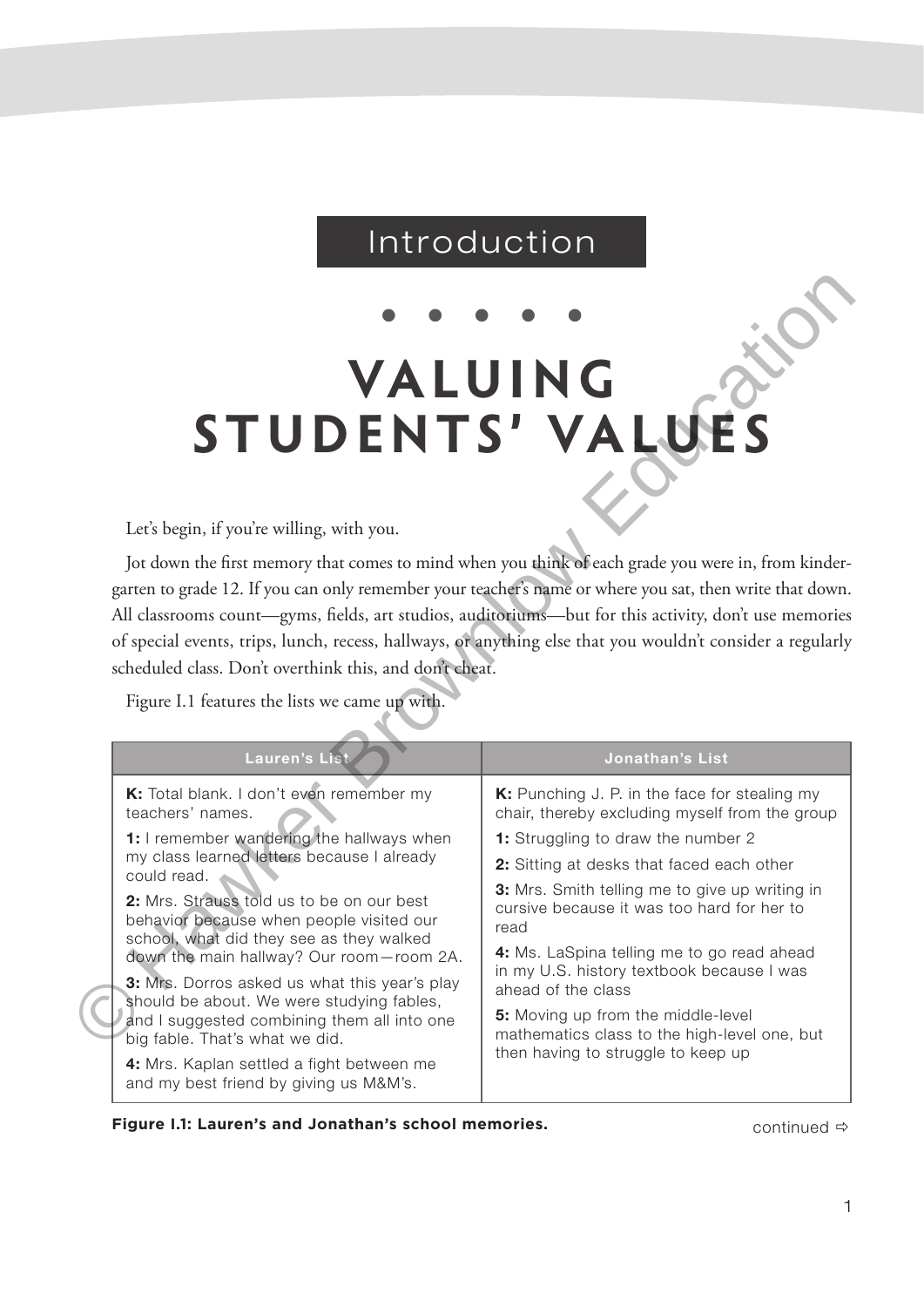# Introduction

# VALUING STUDENTS' VALUES

Let's begin, if you're willing, with you.

Jot down the first memory that comes to mind when you think of each grade you were in, from kindergarten to grade 12. If you can only remember your teacher's name or where you sat, then write that down. All classrooms count—gyms, fields, art studios, auditoriums—but for this activity, don't use memories of special events, trips, lunch, recess, hallways, or anything else that you wouldn't consider a regularly scheduled class. Don't overthink this, and don't cheat.

Figure I.1 features the lists we came up with.

| Lauren's List | Jonathan's List |
|---|---|
| **K:** Total blank. I don't even remember my teachers' names.<br>**1:** I remember wandering the hallways when my class learned letters because I already could read.<br>**2:** Mrs. Strauss told us to be on our best behavior because when people visited our school, what did they see as they walked down the main hallway? Our room—room 2A.<br>**3:** Mrs. Dorros asked us what this year's play should be about. We were studying fables, and I suggested combining them all into one big fable. That's what we did.<br>**4:** Mrs. Kaplan settled a fight between me and my best friend by giving us M&M's. | **K:** Punching J. P. in the face for stealing my chair, thereby excluding myself from the group<br>**1:** Struggling to draw the number 2<br>**2:** Sitting at desks that faced each other<br>**3:** Mrs. Smith telling me to give up writing in cursive because it was too hard for her to read<br>**4:** Ms. LaSpina telling me to go read ahead in my U.S. history textbook because I was ahead of the class<br>**5:** Moving up from the middle-level mathematics class to the high-level one, but then having to struggle to keep up |

**Figure I.1: Lauren's and Jonathan's school memories.**

continued ⇨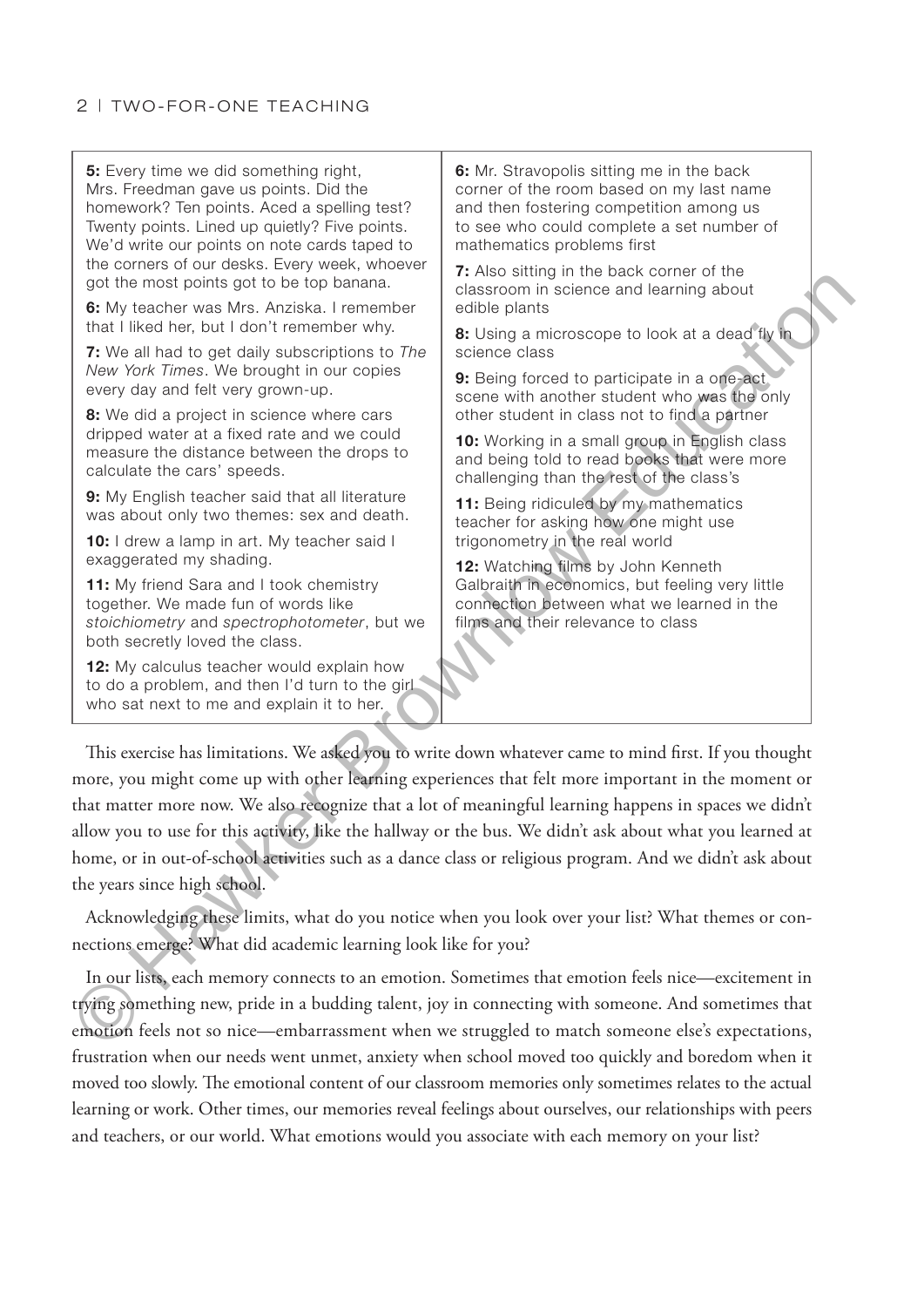| | |
|---|---|
| **5:** Every time we did something right, Mrs. Freedman gave us points. Did the homework? Ten points. Aced a spelling test? Twenty points. Lined up quietly? Five points. We'd write our points on note cards taped to the corners of our desks. Every week, whoever got the most points got to be top banana.<br><br>**6:** My teacher was Mrs. Anziska. I remember that I liked her, but I don't remember why.<br><br>**7:** We all had to get daily subscriptions to *The New York Times*. We brought in our copies every day and felt very grown-up.<br><br>**8:** We did a project in science where cars dripped water at a fixed rate and we could measure the distance between the drops to calculate the cars' speeds.<br><br>**9:** My English teacher said that all literature was about only two themes: sex and death.<br><br>**10:** I drew a lamp in art. My teacher said I exaggerated my shading.<br><br>**11:** My friend Sara and I took chemistry together. We made fun of words like *stoichiometry* and *spectrophotometer*, but we both secretly loved the class.<br><br>**12:** My calculus teacher would explain how to do a problem, and then I'd turn to the girl who sat next to me and explain it to her. | **6:** Mr. Stravopolis sitting me in the back corner of the room based on my last name and then fostering competition among us to see who could complete a set number of mathematics problems first<br><br>**7:** Also sitting in the back corner of the classroom in science and learning about edible plants<br><br>**8:** Using a microscope to look at a dead fly in science class<br><br>**9:** Being forced to participate in a one-act scene with another student who was the only other student in class not to find a partner<br><br>**10:** Working in a small group in English class and being told to read books that were more challenging than the rest of the class's<br><br>**11:** Being ridiculed by my mathematics teacher for asking how one might use trigonometry in the real world<br><br>**12:** Watching films by John Kenneth Galbraith in economics, but feeling very little connection between what we learned in the films and their relevance to class |

This exercise has limitations. We asked you to write down whatever came to mind first. If you thought more, you might come up with other learning experiences that felt more important in the moment or that matter more now. We also recognize that a lot of meaningful learning happens in spaces we didn't allow you to use for this activity, like the hallway or the bus. We didn't ask about what you learned at home, or in out-of-school activities such as a dance class or religious program. And we didn't ask about the years since high school.

Acknowledging these limits, what do you notice when you look over your list? What themes or connections emerge? What did academic learning look like for you?

In our lists, each memory connects to an emotion. Sometimes that emotion feels nice—excitement in trying something new, pride in a budding talent, joy in connecting with someone. And sometimes that emotion feels not so nice—embarrassment when we struggled to match someone else's expectations, frustration when our needs went unmet, anxiety when school moved too quickly and boredom when it moved too slowly. The emotional content of our classroom memories only sometimes relates to the actual learning or work. Other times, our memories reveal feelings about ourselves, our relationships with peers and teachers, or our world. What emotions would you associate with each memory on your list?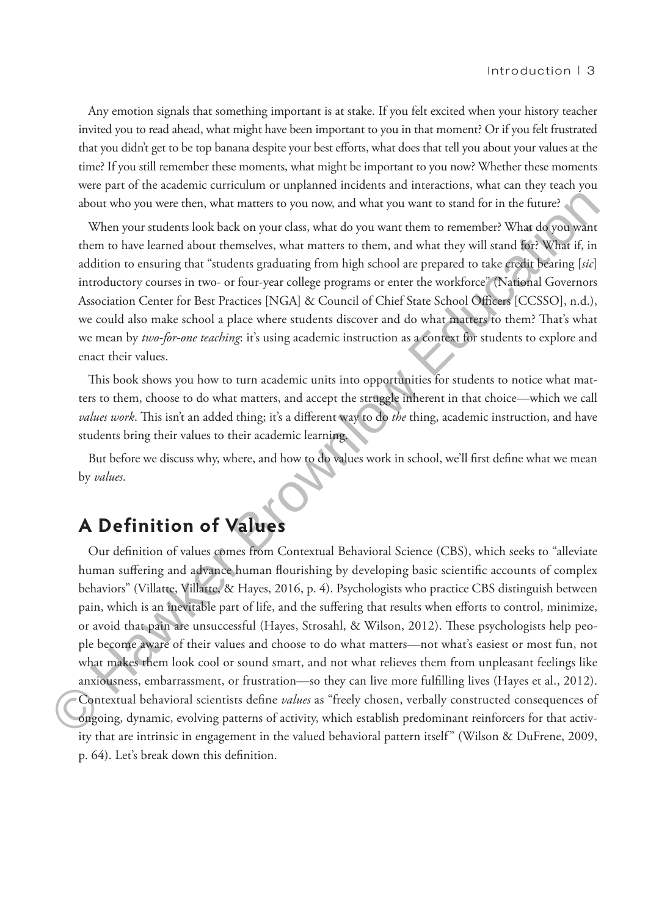Any emotion signals that something important is at stake. If you felt excited when your history teacher invited you to read ahead, what might have been important to you in that moment? Or if you felt frustrated that you didn't get to be top banana despite your best efforts, what does that tell you about your values at the time? If you still remember these moments, what might be important to you now? Whether these moments were part of the academic curriculum or unplanned incidents and interactions, what can they teach you about who you were then, what matters to you now, and what you want to stand for in the future?

When your students look back on your class, what do you want them to remember? What do you want them to have learned about themselves, what matters to them, and what they will stand for? What if, in addition to ensuring that "students graduating from high school are prepared to take credit bearing [*sic*] introductory courses in two- or four-year college programs or enter the workforce" (National Governors Association Center for Best Practices [NGA] & Council of Chief State School Officers [CCSSO], n.d.), we could also make school a place where students discover and do what matters to them? That's what we mean by *two-for-one teaching*: it's using academic instruction as a context for students to explore and enact their values.

This book shows you how to turn academic units into opportunities for students to notice what matters to them, choose to do what matters, and accept the struggle inherent in that choice—which we call *values work*. This isn't an added thing; it's a different way to do *the* thing, academic instruction, and have students bring their values to their academic learning.

But before we discuss why, where, and how to do values work in school, we'll first define what we mean by *values*.

## A Definition of Values

Our definition of values comes from Contextual Behavioral Science (CBS), which seeks to "alleviate human suffering and advance human flourishing by developing basic scientific accounts of complex behaviors" (Villatte, Villatte, & Hayes, 2016, p. 4). Psychologists who practice CBS distinguish between pain, which is an inevitable part of life, and the suffering that results when efforts to control, minimize, or avoid that pain are unsuccessful (Hayes, Strosahl, & Wilson, 2012). These psychologists help people become aware of their values and choose to do what matters—not what's easiest or most fun, not what makes them look cool or sound smart, and not what relieves them from unpleasant feelings like anxiousness, embarrassment, or frustration—so they can live more fulfilling lives (Hayes et al., 2012). Contextual behavioral scientists define *values* as "freely chosen, verbally constructed consequences of ongoing, dynamic, evolving patterns of activity, which establish predominant reinforcers for that activity that are intrinsic in engagement in the valued behavioral pattern itself" (Wilson & DuFrene, 2009, p. 64). Let's break down this definition.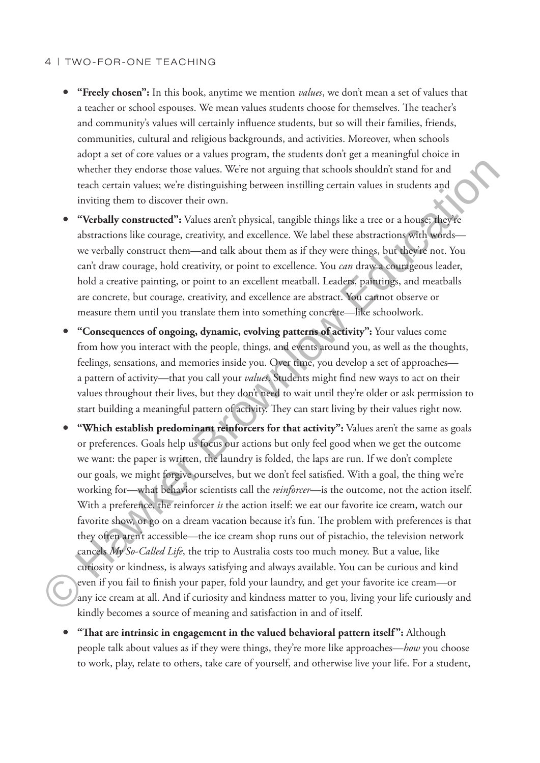- **"Freely chosen":** In this book, anytime we mention *values*, we don't mean a set of values that a teacher or school espouses. We mean values students choose for themselves. The teacher's and community's values will certainly influence students, but so will their families, friends, communities, cultural and religious backgrounds, and activities. Moreover, when schools adopt a set of core values or a values program, the students don't get a meaningful choice in whether they endorse those values. We're not arguing that schools shouldn't stand for and teach certain values; we're distinguishing between instilling certain values in students and inviting them to discover their own.
- **"Verbally constructed":** Values aren't physical, tangible things like a tree or a house; they're abstractions like courage, creativity, and excellence. We label these abstractions with words—we verbally construct them—and talk about them as if they were things, but they're not. You can't draw courage, hold creativity, or point to excellence. You *can* draw a courageous leader, hold a creative painting, or point to an excellent meatball. Leaders, paintings, and meatballs are concrete, but courage, creativity, and excellence are abstract. You cannot observe or measure them until you translate them into something concrete—like schoolwork.
- **"Consequences of ongoing, dynamic, evolving patterns of activity":** Your values come from how you interact with the people, things, and events around you, as well as the thoughts, feelings, sensations, and memories inside you. Over time, you develop a set of approaches—a pattern of activity—that you call your *values*. Students might find new ways to act on their values throughout their lives, but they don't need to wait until they're older or ask permission to start building a meaningful pattern of activity. They can start living by their values right now.
- **"Which establish predominant reinforcers for that activity":** Values aren't the same as goals or preferences. Goals help us focus our actions but only feel good when we get the outcome we want: the paper is written, the laundry is folded, the laps are run. If we don't complete our goals, we might forgive ourselves, but we don't feel satisfied. With a goal, the thing we're working for—what behavior scientists call the *reinforcer*—is the outcome, not the action itself. With a preference, the reinforcer *is* the action itself: we eat our favorite ice cream, watch our favorite show, or go on a dream vacation because it's fun. The problem with preferences is that they often aren't accessible—the ice cream shop runs out of pistachio, the television network cancels *My So-Called Life*, the trip to Australia costs too much money. But a value, like curiosity or kindness, is always satisfying and always available. You can be curious and kind even if you fail to finish your paper, fold your laundry, and get your favorite ice cream—or any ice cream at all. And if curiosity and kindness matter to you, living your life curiously and kindly becomes a source of meaning and satisfaction in and of itself.
- **"That are intrinsic in engagement in the valued behavioral pattern itself":** Although people talk about values as if they were things, they're more like approaches—*how* you choose to work, play, relate to others, take care of yourself, and otherwise live your life. For a student,